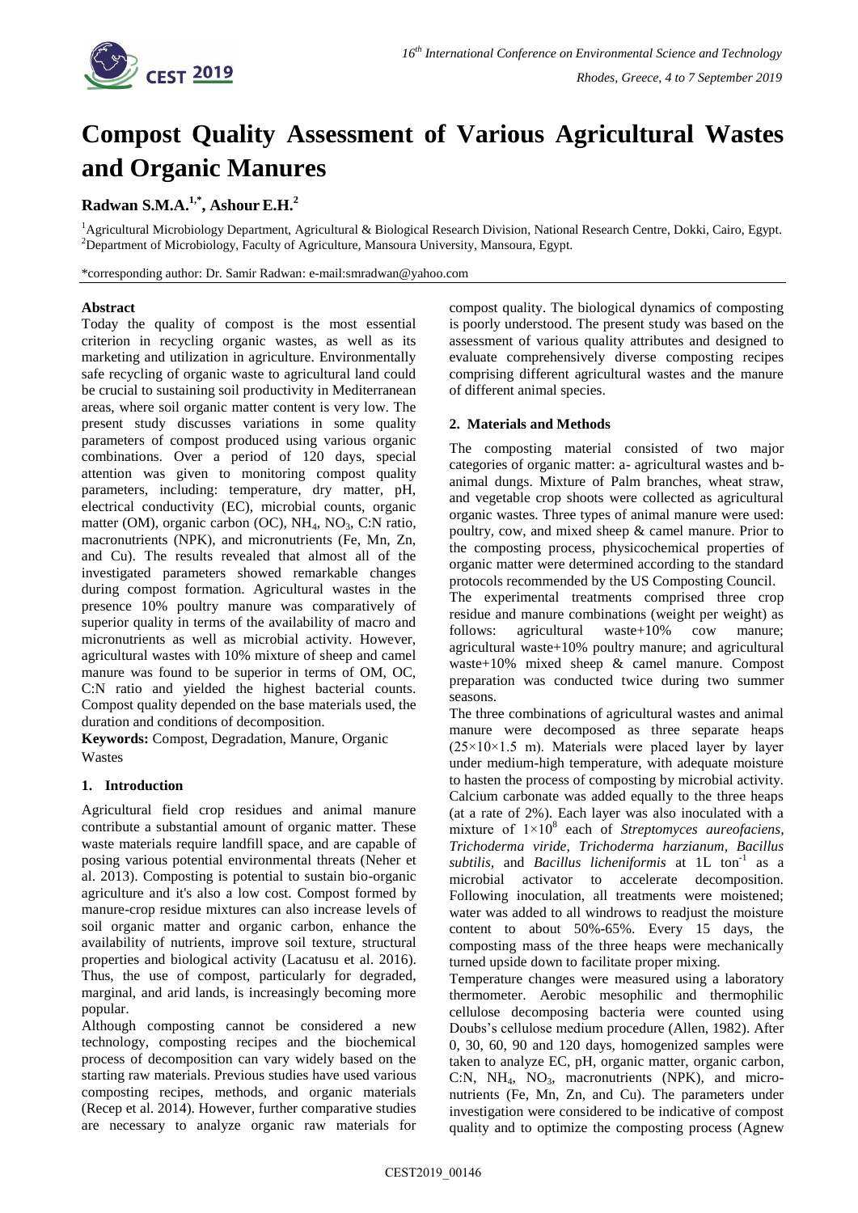# Compost Quality Assessment of Various Agricultural Wastes and Organic Manures

**Radwan S.M.A.[1,*], Ashour E.H.[2]**

[1]Agricultural Microbiology Department, Agricultural & Biological Research Division, National Research Centre, Dokki, Cairo, Egypt.
[2]Department of Microbiology, Faculty of Agriculture, Mansoura University, Mansoura, Egypt.

*corresponding author: Dr. Samir Radwan: e-mail:smradwan@yahoo.com

## Abstract

Today the quality of compost is the most essential criterion in recycling organic wastes, as well as its marketing and utilization in agriculture. Environmentally safe recycling of organic waste to agricultural land could be crucial to sustaining soil productivity in Mediterranean areas, where soil organic matter content is very low. The present study discusses variations in some quality parameters of compost produced using various organic combinations. Over a period of 120 days, special attention was given to monitoring compost quality parameters, including: temperature, dry matter, pH, electrical conductivity (EC), microbial counts, organic matter (OM), organic carbon (OC), $NH_4$, $NO_3$, C:N ratio, macronutrients (NPK), and micronutrients (Fe, Mn, Zn, and Cu). The results revealed that almost all of the investigated parameters showed remarkable changes during compost formation. Agricultural wastes in the presence 10% poultry manure was comparatively of superior quality in terms of the availability of macro and micronutrients as well as microbial activity. However, agricultural wastes with 10% mixture of sheep and camel manure was found to be superior in terms of OM, OC, C:N ratio and yielded the highest bacterial counts. Compost quality depended on the base materials used, the duration and conditions of decomposition.

**Keywords:** Compost, Degradation, Manure, Organic Wastes

## 1. Introduction

Agricultural field crop residues and animal manure contribute a substantial amount of organic matter. These waste materials require landfill space, and are capable of posing various potential environmental threats (Neher et al. 2013). Composting is potential to sustain bio-organic agriculture and it's also a low cost. Compost formed by manure-crop residue mixtures can also increase levels of soil organic matter and organic carbon, enhance the availability of nutrients, improve soil texture, structural properties and biological activity (Lacatusu et al. 2016). Thus, the use of compost, particularly for degraded, marginal, and arid lands, is increasingly becoming more popular.

Although composting cannot be considered a new technology, composting recipes and the biochemical process of decomposition can vary widely based on the starting raw materials. Previous studies have used various composting recipes, methods, and organic materials (Recep et al. 2014). However, further comparative studies are necessary to analyze organic raw materials for compost quality. The biological dynamics of composting is poorly understood. The present study was based on the assessment of various quality attributes and designed to evaluate comprehensively diverse composting recipes comprising different agricultural wastes and the manure of different animal species.

## 2. Materials and Methods

The composting material consisted of two major categories of organic matter: a- agricultural wastes and b- animal dungs. Mixture of Palm branches, wheat straw, and vegetable crop shoots were collected as agricultural organic wastes. Three types of animal manure were used: poultry, cow, and mixed sheep & camel manure. Prior to the composting process, physicochemical properties of organic matter were determined according to the standard protocols recommended by the US Composting Council.

The experimental treatments comprised three crop residue and manure combinations (weight per weight) as follows: agricultural waste+10% cow manure; agricultural waste+10% poultry manure; and agricultural waste+10% mixed sheep & camel manure. Compost preparation was conducted twice during two summer seasons.

The three combinations of agricultural wastes and animal manure were decomposed as three separate heaps ($25\times10\times1.5$ m). Materials were placed layer by layer under medium-high temperature, with adequate moisture to hasten the process of composting by microbial activity. Calcium carbonate was added equally to the three heaps (at a rate of 2%). Each layer was also inoculated with a mixture of $1\times10^{8}$ each of *Streptomyces aureofaciens*, *Trichoderma viride*, *Trichoderma harzianum*, *Bacillus subtilis*, and *Bacillus licheniformis* at 1L $ton^{-1}$ as a microbial activator to accelerate decomposition. Following inoculation, all treatments were moistened; water was added to all windrows to readjust the moisture content to about 50%-65%. Every 15 days, the composting mass of the three heaps were mechanically turned upside down to facilitate proper mixing.

Temperature changes were measured using a laboratory thermometer. Aerobic mesophilic and thermophilic cellulose decomposing bacteria were counted using Doubs's cellulose medium procedure (Allen, 1982). After 0, 30, 60, 90 and 120 days, homogenized samples were taken to analyze EC, pH, organic matter, organic carbon, C:N, $NH_4$, $NO_3$, macronutrients (NPK), and micro-nutrients (Fe, Mn, Zn, and Cu). The parameters under investigation were considered to be indicative of compost quality and to optimize the composting process (Agnew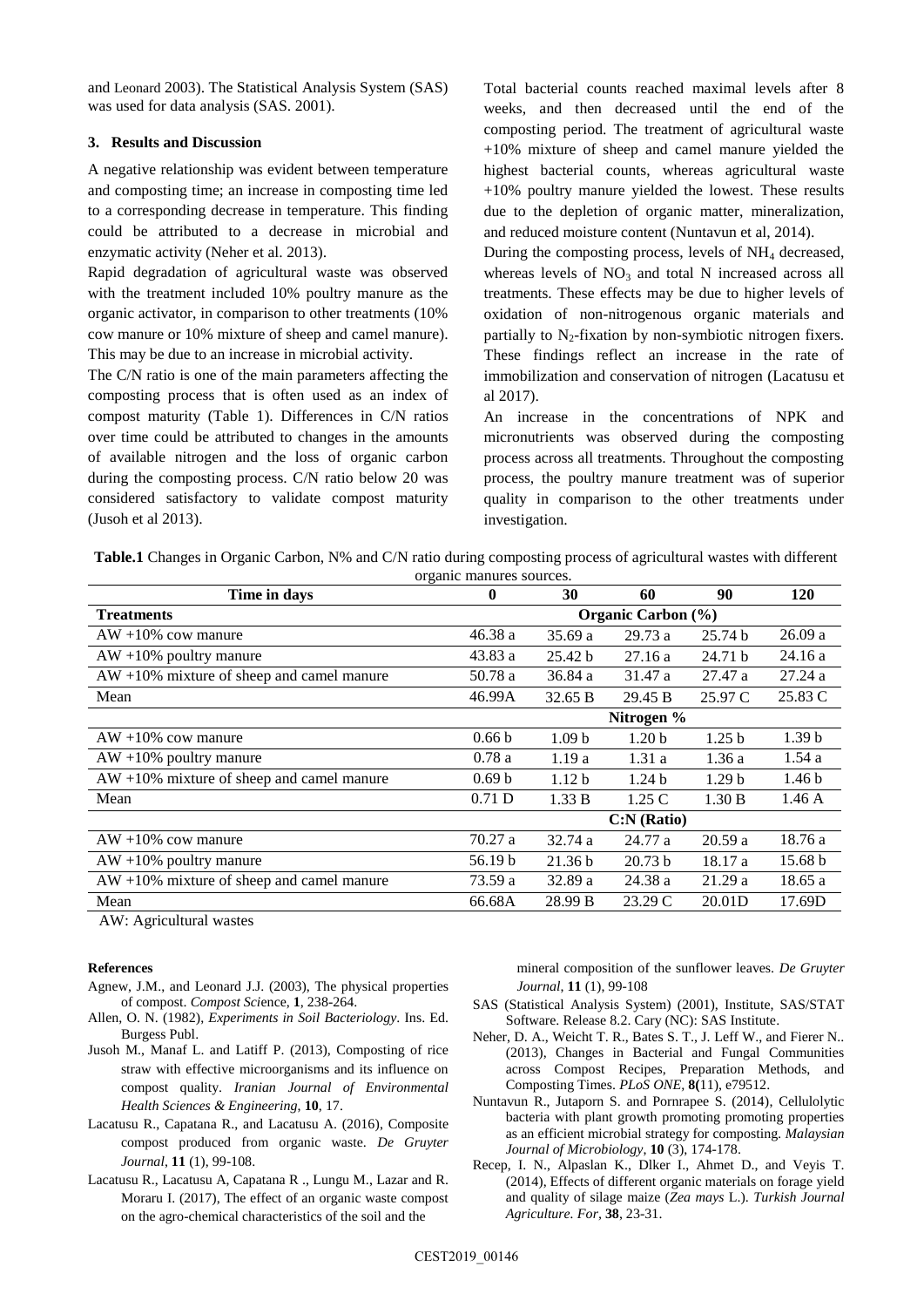and Leonard 2003). The Statistical Analysis System (SAS) was used for data analysis (SAS. 2001).

## 3. Results and Discussion

A negative relationship was evident between temperature and composting time; an increase in composting time led to a corresponding decrease in temperature. This finding could be attributed to a decrease in microbial and enzymatic activity (Neher et al. 2013).

Rapid degradation of agricultural waste was observed with the treatment included 10% poultry manure as the organic activator, in comparison to other treatments (10% cow manure or 10% mixture of sheep and camel manure). This may be due to an increase in microbial activity.

The C/N ratio is one of the main parameters affecting the composting process that is often used as an index of compost maturity (Table 1). Differences in C/N ratios over time could be attributed to changes in the amounts of available nitrogen and the loss of organic carbon during the composting process. C/N ratio below 20 was considered satisfactory to validate compost maturity (Jusoh et al 2013).

Total bacterial counts reached maximal levels after 8 weeks, and then decreased until the end of the composting period. The treatment of agricultural waste +10% mixture of sheep and camel manure yielded the highest bacterial counts, whereas agricultural waste +10% poultry manure yielded the lowest. These results due to the depletion of organic matter, mineralization, and reduced moisture content (Nuntavun et al, 2014).

During the composting process, levels of $NH_4$ decreased, whereas levels of $NO_3$ and total N increased across all treatments. These effects may be due to higher levels of oxidation of non-nitrogenous organic materials and partially to $N_2$-fixation by non-symbiotic nitrogen fixers. These findings reflect an increase in the rate of immobilization and conservation of nitrogen (Lacatusu et al 2017).

An increase in the concentrations of NPK and micronutrients was observed during the composting process across all treatments. Throughout the composting process, the poultry manure treatment was of superior quality in comparison to the other treatments under investigation.

**Table.1** Changes in Organic Carbon, N% and C/N ratio during composting process of agricultural wastes with different organic manures sources.

| Time in days | 0 | 30 | 60 | 90 | 120 |
|---|---|---|---|---|---|
| **Treatments** | **Organic Carbon (%)** | | | | |
| AW +10% cow manure | 46.38 a | 35.69 a | 29.73 a | 25.74 b | 26.09 a |
| AW +10% poultry manure | 43.83 a | 25.42 b | 27.16 a | 24.71 b | 24.16 a |
| AW +10% mixture of sheep and camel manure | 50.78 a | 36.84 a | 31.47 a | 27.47 a | 27.24 a |
| Mean | 46.99A | 32.65 B | 29.45 B | 25.97 C | 25.83 C |
| | **Nitrogen %** | | | | |
| AW +10% cow manure | 0.66 b | 1.09 b | 1.20 b | 1.25 b | 1.39 b |
| AW +10% poultry manure | 0.78 a | 1.19 a | 1.31 a | 1.36 a | 1.54 a |
| AW +10% mixture of sheep and camel manure | 0.69 b | 1.12 b | 1.24 b | 1.29 b | 1.46 b |
| Mean | 0.71 D | 1.33 B | 1.25 C | 1.30 B | 1.46 A |
| | **C:N (Ratio)** | | | | |
| AW +10% cow manure | 70.27 a | 32.74 a | 24.77 a | 20.59 a | 18.76 a |
| AW +10% poultry manure | 56.19 b | 21.36 b | 20.73 b | 18.17 a | 15.68 b |
| AW +10% mixture of sheep and camel manure | 73.59 a | 32.89 a | 24.38 a | 21.29 a | 18.65 a |
| Mean | 66.68A | 28.99 B | 23.29 C | 20.01D | 17.69D |

AW: Agricultural wastes

## References

Agnew, J.M., and Leonard J.J. (2003), The physical properties of compost. *Compost Sci*ence, **1**, 238-264.

Allen, O. N. (1982), *Experiments in Soil Bacteriology*. Ins. Ed. Burgess Publ.

Jusoh M., Manaf L. and Latiff P. (2013), Composting of rice straw with effective microorganisms and its influence on compost quality. *Iranian Journal of Environmental Health Sciences & Engineering*, **10**, 17.

Lacatusu R., Capatana R., and Lacatusu A. (2016), Composite compost produced from organic waste. *De Gruyter Journal*, **11** (1), 99-108.

Lacatusu R., Lacatusu A, Capatana R ., Lungu M., Lazar and R. Moraru I. (2017), The effect of an organic waste compost on the agro-chemical characteristics of the soil and the mineral composition of the sunflower leaves. *De Gruyter Journal*, **11** (1), 99-108

SAS (Statistical Analysis System) (2001), Institute, SAS/STAT Software. Release 8.2. Cary (NC): SAS Institute.

Neher, D. A., Weicht T. R., Bates S. T., J. Leff W., and Fierer N.. (2013), Changes in Bacterial and Fungal Communities across Compost Recipes, Preparation Methods, and Composting Times. *PLoS ONE*, **8(**11), e79512.

Nuntavun R., Jutaporn S. and Pornrapee S. (2014), Cellulolytic bacteria with plant growth promoting promoting properties as an efficient microbial strategy for composting. *Malaysian Journal of Microbiology*, **10** (3), 174-178.

Recep, I. N., Alpaslan K., Dlker I., Ahmet D., and Veyis T. (2014), Effects of different organic materials on forage yield and quality of silage maize (*Zea mays* L.). *Turkish Journal Agriculture. For*, **38**, 23-31.